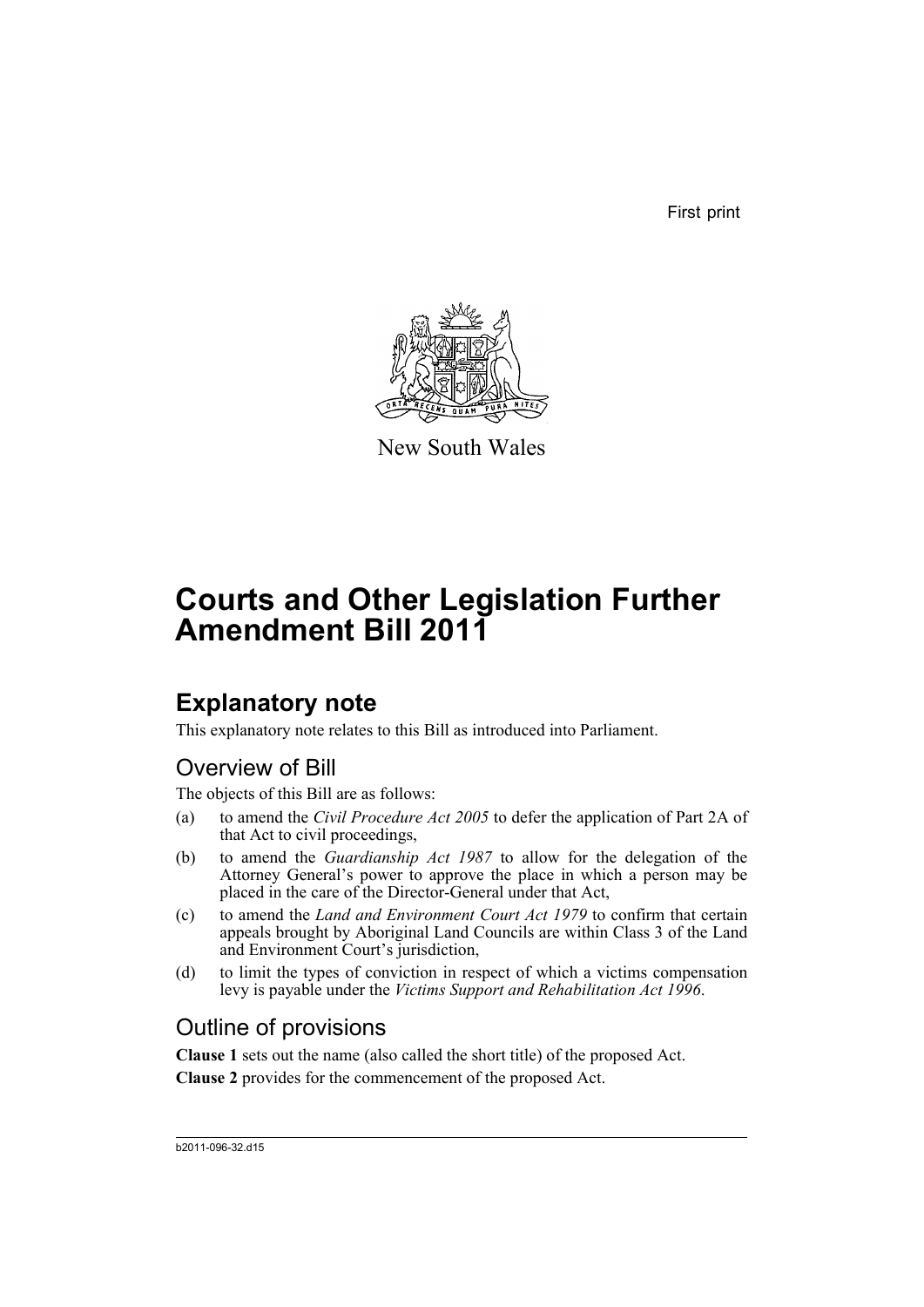First print

New South Wales

# Courts and Other Legislation Further Amendment Bill 2011

## Explanatory note

This explanatory note relates to this Bill as introduced into Parliament.

### Overview of Bill

The objects of this Bill are as follows:

(a) to amend the *Civil Procedure Act 2005* to defer the application of Part 2A of that Act to civil proceedings,

(b) to amend the *Guardianship Act 1987* to allow for the delegation of the Attorney General's power to approve the place in which a person may be placed in the care of the Director-General under that Act,

(c) to amend the *Land and Environment Court Act 1979* to confirm that certain appeals brought by Aboriginal Land Councils are within Class 3 of the Land and Environment Court's jurisdiction,

(d) to limit the types of conviction in respect of which a victims compensation levy is payable under the *Victims Support and Rehabilitation Act 1996*.

### Outline of provisions

**Clause 1** sets out the name (also called the short title) of the proposed Act.

**Clause 2** provides for the commencement of the proposed Act.

b2011-096-32.d15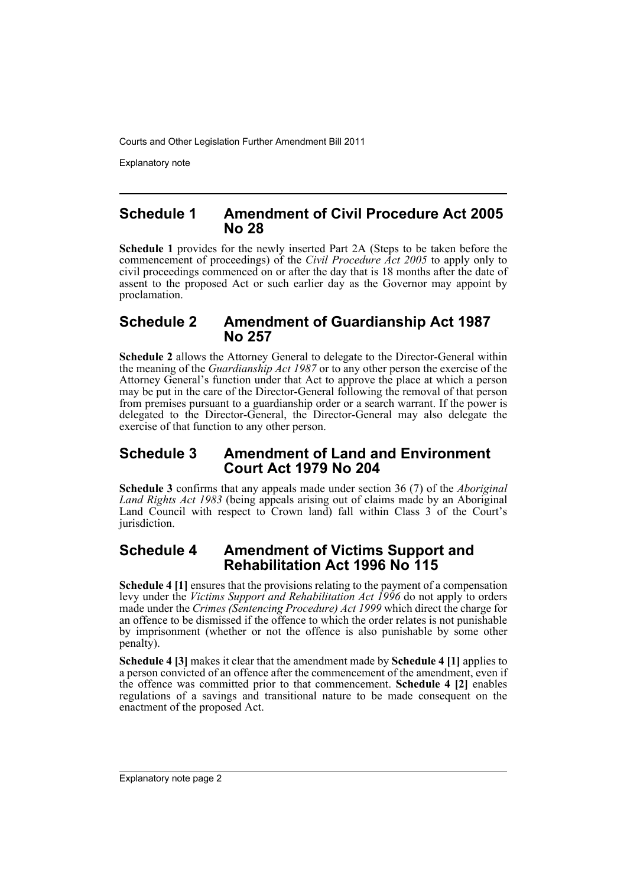## Schedule 1 Amendment of Civil Procedure Act 2005 No 28

**Schedule 1** provides for the newly inserted Part 2A (Steps to be taken before the commencement of proceedings) of the *Civil Procedure Act 2005* to apply only to civil proceedings commenced on or after the day that is 18 months after the date of assent to the proposed Act or such earlier day as the Governor may appoint by proclamation.

## Schedule 2 Amendment of Guardianship Act 1987 No 257

**Schedule 2** allows the Attorney General to delegate to the Director-General within the meaning of the *Guardianship Act 1987* or to any other person the exercise of the Attorney General's function under that Act to approve the place at which a person may be put in the care of the Director-General following the removal of that person from premises pursuant to a guardianship order or a search warrant. If the power is delegated to the Director-General, the Director-General may also delegate the exercise of that function to any other person.

## Schedule 3 Amendment of Land and Environment Court Act 1979 No 204

**Schedule 3** confirms that any appeals made under section 36 (7) of the *Aboriginal Land Rights Act 1983* (being appeals arising out of claims made by an Aboriginal Land Council with respect to Crown land) fall within Class 3 of the Court's jurisdiction.

## Schedule 4 Amendment of Victims Support and Rehabilitation Act 1996 No 115

**Schedule 4 [1]** ensures that the provisions relating to the payment of a compensation levy under the *Victims Support and Rehabilitation Act 1996* do not apply to orders made under the *Crimes (Sentencing Procedure) Act 1999* which direct the charge for an offence to be dismissed if the offence to which the order relates is not punishable by imprisonment (whether or not the offence is also punishable by some other penalty).

**Schedule 4 [3]** makes it clear that the amendment made by **Schedule 4 [1]** applies to a person convicted of an offence after the commencement of the amendment, even if the offence was committed prior to that commencement. **Schedule 4 [2]** enables regulations of a savings and transitional nature to be made consequent on the enactment of the proposed Act.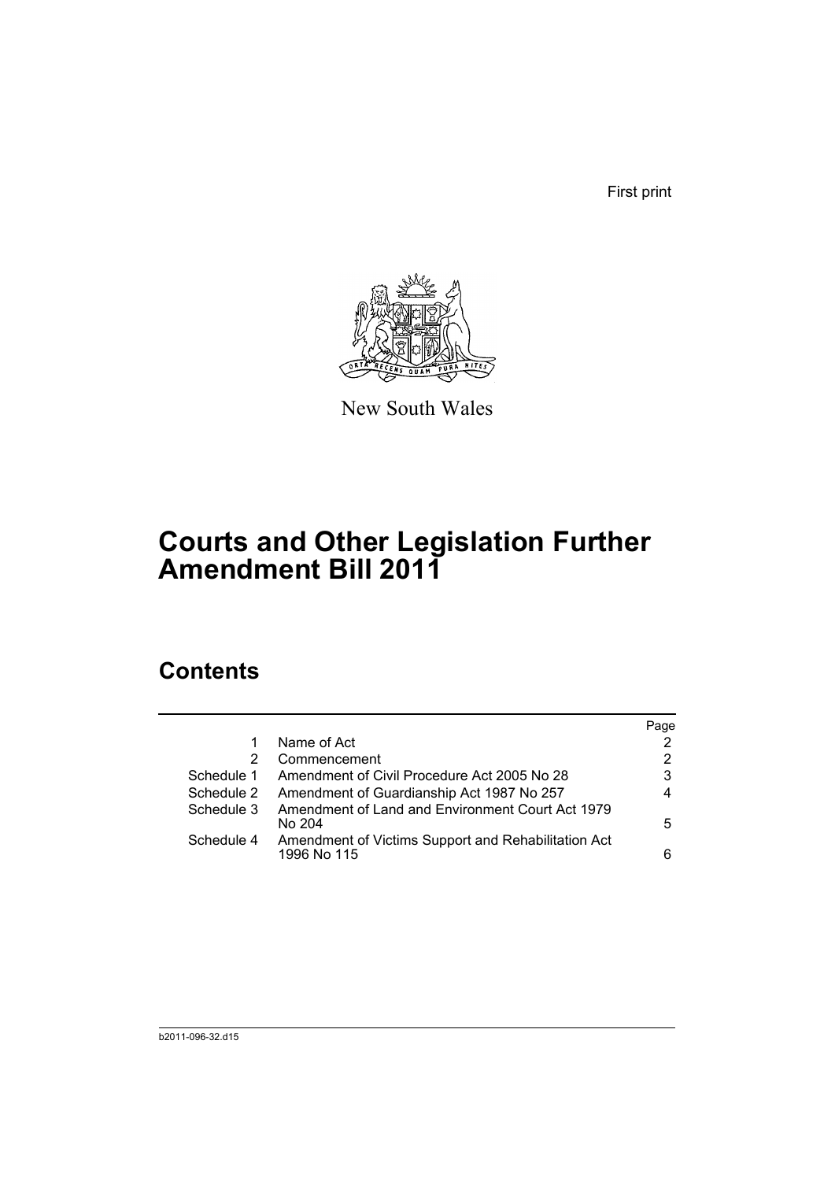First print

New South Wales

# Courts and Other Legislation Further Amendment Bill 2011

## Contents

| | | Page |
|---|---|---|
| 1 | Name of Act | 2 |
| 2 | Commencement | 2 |
| Schedule 1 | Amendment of Civil Procedure Act 2005 No 28 | 3 |
| Schedule 2 | Amendment of Guardianship Act 1987 No 257 | 4 |
| Schedule 3 | Amendment of Land and Environment Court Act 1979 No 204 | 5 |
| Schedule 4 | Amendment of Victims Support and Rehabilitation Act 1996 No 115 | 6 |

b2011-096-32.d15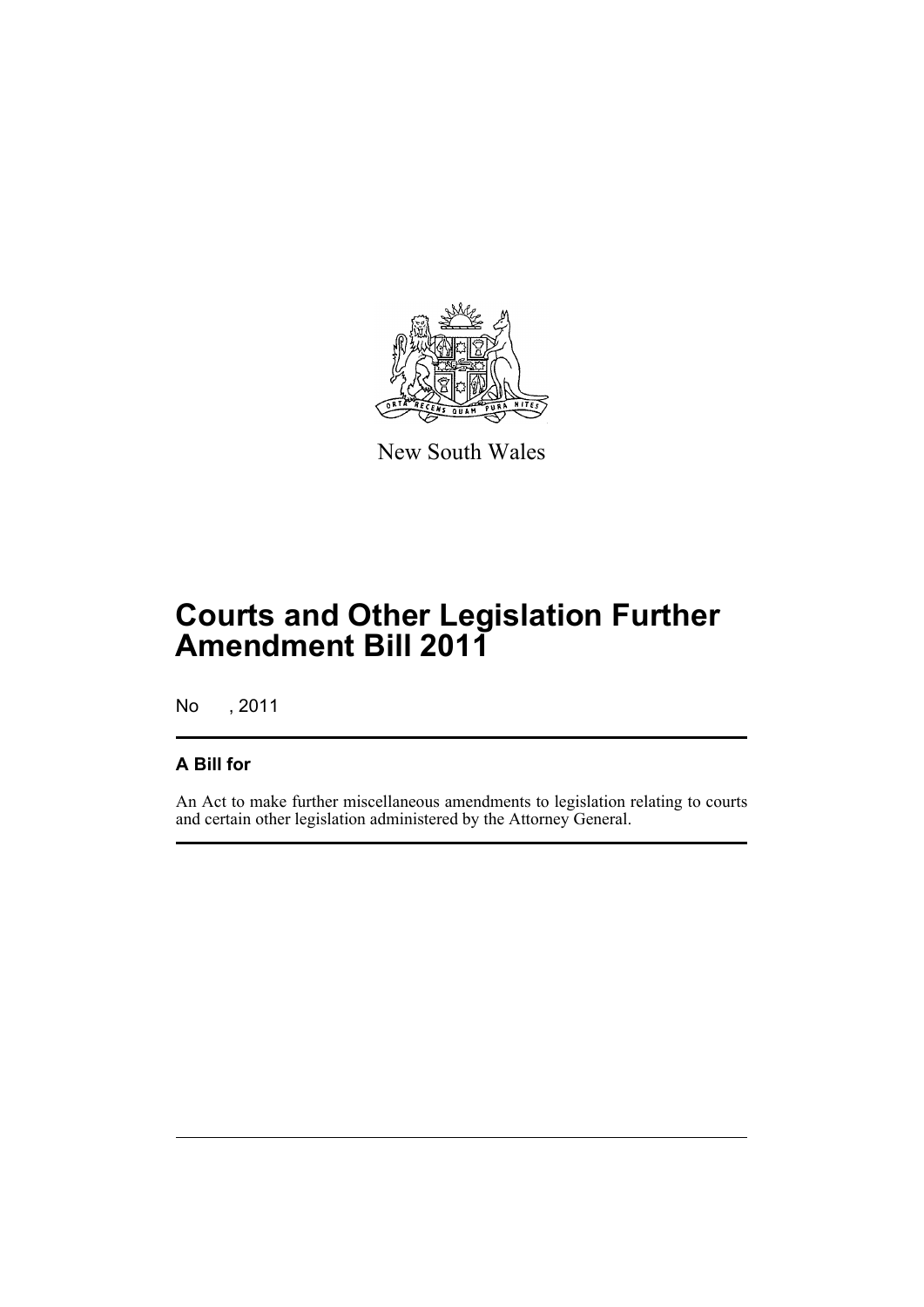New South Wales

# Courts and Other Legislation Further Amendment Bill 2011

No , 2011

## A Bill for

An Act to make further miscellaneous amendments to legislation relating to courts and certain other legislation administered by the Attorney General.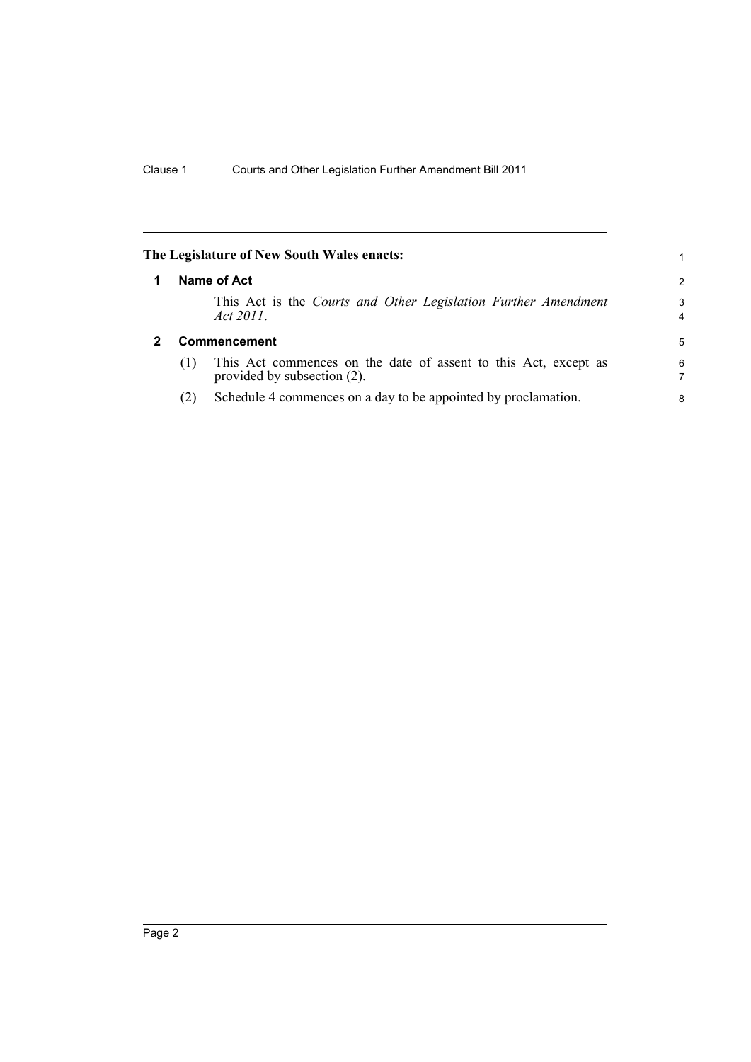**The Legislature of New South Wales enacts:**

## 1 Name of Act

This Act is the *Courts and Other Legislation Further Amendment Act 2011*.

## 2 Commencement

(1) This Act commences on the date of assent to this Act, except as provided by subsection (2).

(2) Schedule 4 commences on a day to be appointed by proclamation.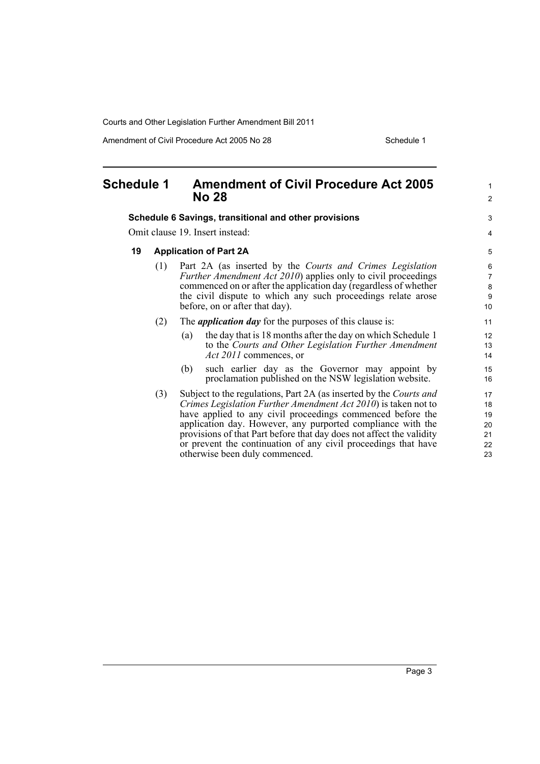# Schedule 1 Amendment of Civil Procedure Act 2005 No 28

**Schedule 6 Savings, transitional and other provisions**

Omit clause 19. Insert instead:

### 19 Application of Part 2A

(1) Part 2A (as inserted by the *Courts and Crimes Legislation Further Amendment Act 2010*) applies only to civil proceedings commenced on or after the application day (regardless of whether the civil dispute to which any such proceedings relate arose before, on or after that day).

(2) The ***application day*** for the purposes of this clause is:

- (a) the day that is 18 months after the day on which Schedule 1 to the *Courts and Other Legislation Further Amendment Act 2011* commences, or
- (b) such earlier day as the Governor may appoint by proclamation published on the NSW legislation website.

(3) Subject to the regulations, Part 2A (as inserted by the *Courts and Crimes Legislation Further Amendment Act 2010*) is taken not to have applied to any civil proceedings commenced before the application day. However, any purported compliance with the provisions of that Part before that day does not affect the validity or prevent the continuation of any civil proceedings that have otherwise been duly commenced.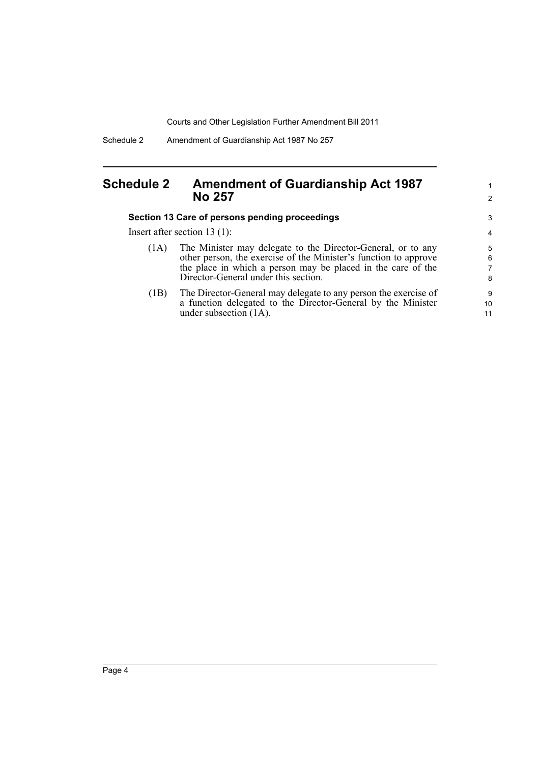# Schedule 2 Amendment of Guardianship Act 1987 No 257

### Section 13 Care of persons pending proceedings

Insert after section 13 (1):

(1A) The Minister may delegate to the Director-General, or to any other person, the exercise of the Minister's function to approve the place in which a person may be placed in the care of the Director-General under this section.

(1B) The Director-General may delegate to any person the exercise of a function delegated to the Director-General by the Minister under subsection (1A).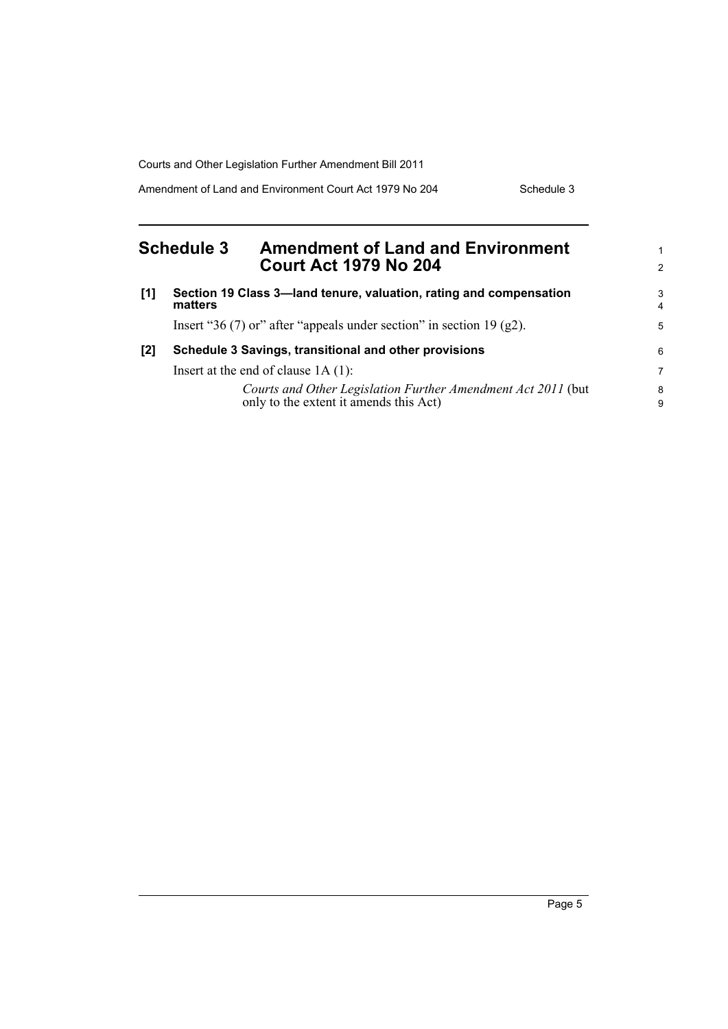## Schedule 3 Amendment of Land and Environment Court Act 1979 No 204

**[1] Section 19 Class 3—land tenure, valuation, rating and compensation matters**

Insert "36 (7) or" after "appeals under section" in section 19 (g2).

**[2] Schedule 3 Savings, transitional and other provisions**

Insert at the end of clause 1A (1):

> *Courts and Other Legislation Further Amendment Act 2011* (but only to the extent it amends this Act)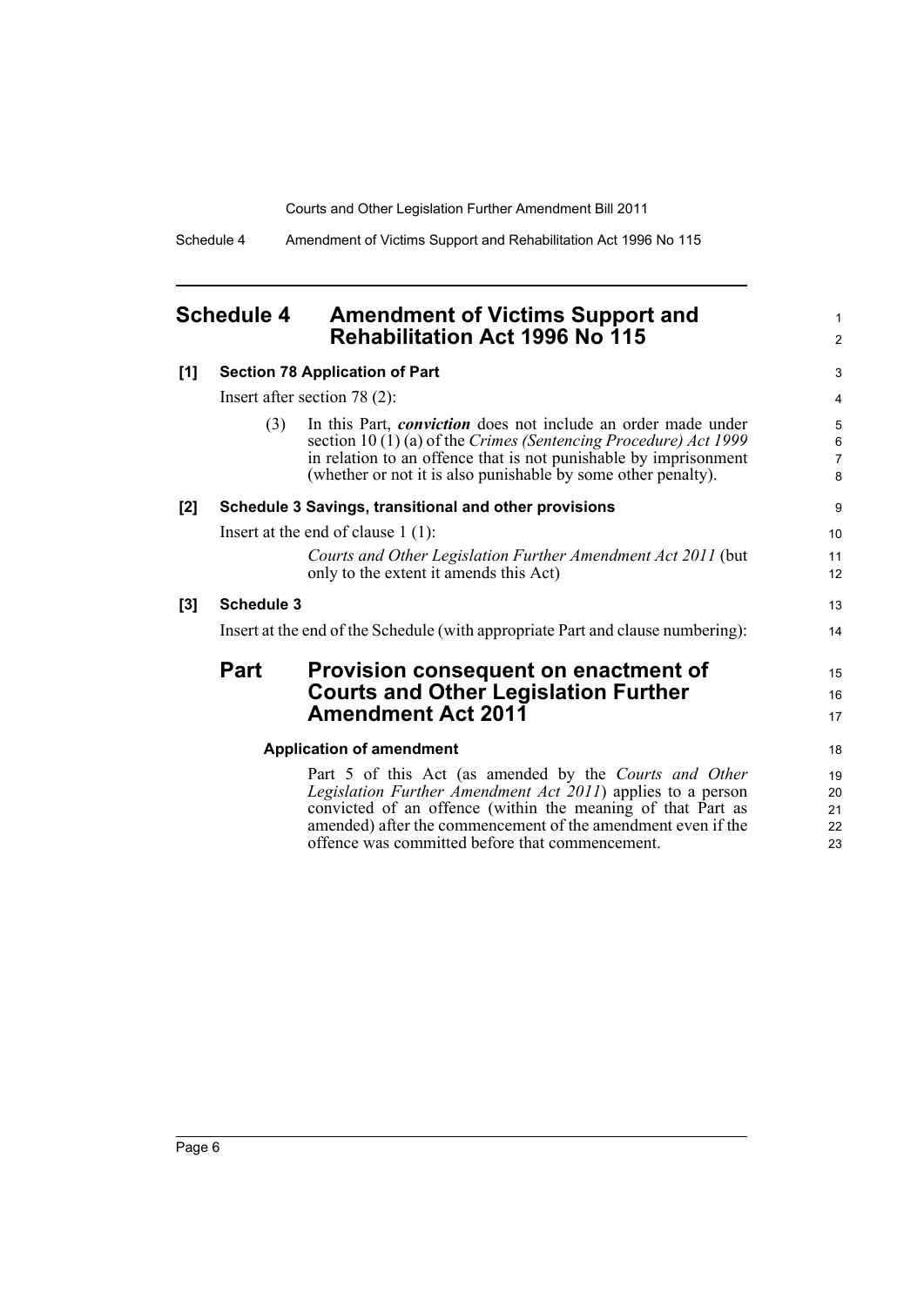## Schedule 4 Amendment of Victims Support and Rehabilitation Act 1996 No 115

**[1] Section 78 Application of Part**

Insert after section 78 (2):

(3) In this Part, ***conviction*** does not include an order made under section 10 (1) (a) of the *Crimes (Sentencing Procedure) Act 1999* in relation to an offence that is not punishable by imprisonment (whether or not it is also punishable by some other penalty).

**[2] Schedule 3 Savings, transitional and other provisions**

Insert at the end of clause 1 (1):

*Courts and Other Legislation Further Amendment Act 2011* (but only to the extent it amends this Act)

**[3] Schedule 3**

Insert at the end of the Schedule (with appropriate Part and clause numbering):

## Part Provision consequent on enactment of Courts and Other Legislation Further Amendment Act 2011

**Application of amendment**

Part 5 of this Act (as amended by the *Courts and Other Legislation Further Amendment Act 2011*) applies to a person convicted of an offence (within the meaning of that Part as amended) after the commencement of the amendment even if the offence was committed before that commencement.